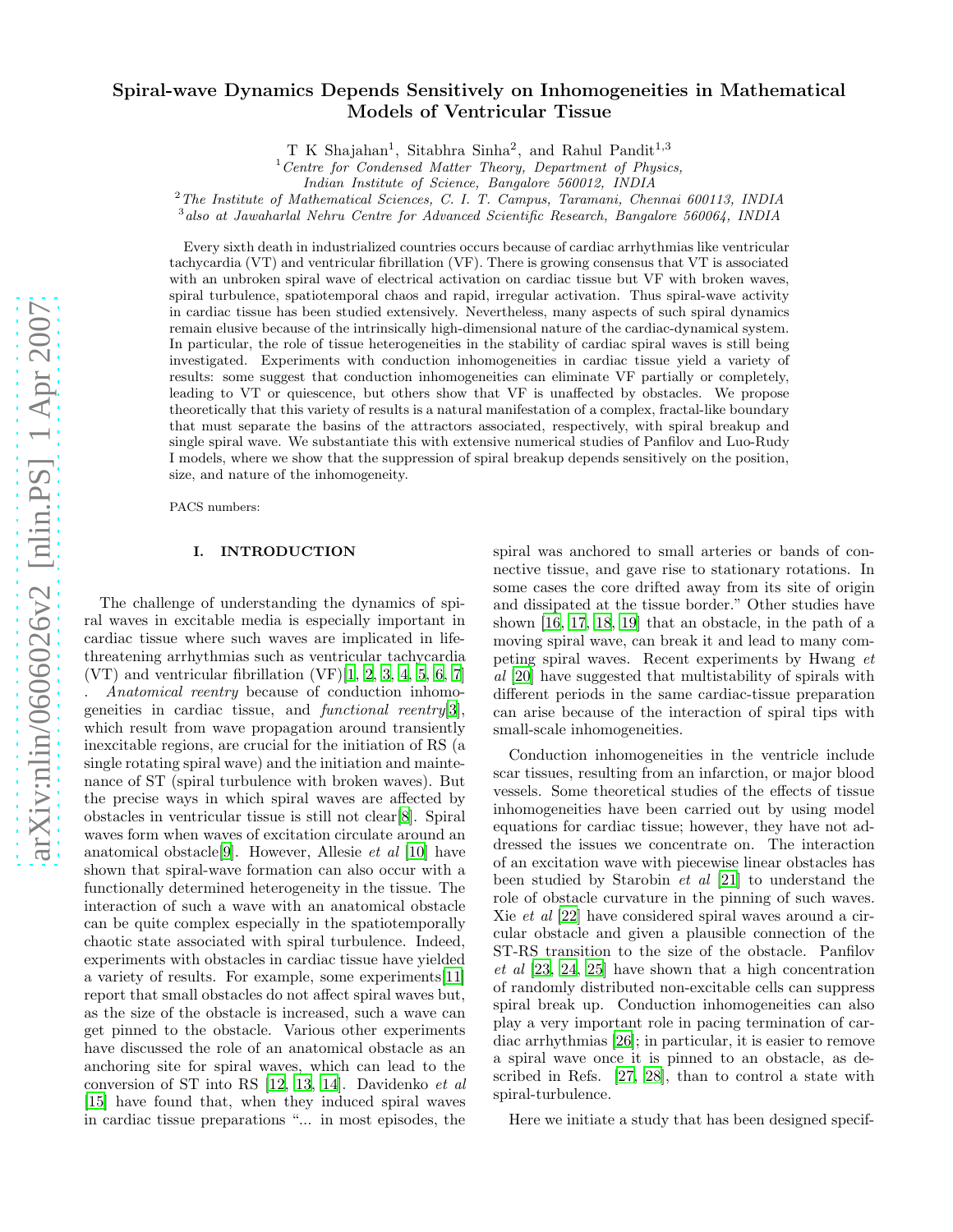# Spiral-wave Dynamics Depends Sensitively on Inhomogeneities in Mathematical Models of Ventricular Tissue

T K Shajahan[1], Sitabhra Sinha[2], and Rahul Pandit[1,3]

[1] *Centre for Condensed Matter Theory, Department of Physics, Indian Institute of Science, Bangalore 560012, INDIA*

[2] *The Institute of Mathematical Sciences, C. I. T. Campus, Taramani, Chennai 600113, INDIA*

[3] *also at Jawaharlal Nehru Centre for Advanced Scientific Research, Bangalore 560064, INDIA*

Every sixth death in industrialized countries occurs because of cardiac arrhythmias like ventricular tachycardia (VT) and ventricular fibrillation (VF). There is growing consensus that VT is associated with an unbroken spiral wave of electrical activation on cardiac tissue but VF with broken waves, spiral turbulence, spatiotemporal chaos and rapid, irregular activation. Thus spiral-wave activity in cardiac tissue has been studied extensively. Nevertheless, many aspects of such spiral dynamics remain elusive because of the intrinsically high-dimensional nature of the cardiac-dynamical system. In particular, the role of tissue heterogeneities in the stability of cardiac spiral waves is still being investigated. Experiments with conduction inhomogeneities in cardiac tissue yield a variety of results: some suggest that conduction inhomogeneities can eliminate VF partially or completely, leading to VT or quiescence, but others show that VF is unaffected by obstacles. We propose theoretically that this variety of results is a natural manifestation of a complex, fractal-like boundary that must separate the basins of the attractors associated, respectively, with spiral breakup and single spiral wave. We substantiate this with extensive numerical studies of Panfilov and Luo-Rudy I models, where we show that the suppression of spiral breakup depends sensitively on the position, size, and nature of the inhomogeneity.

PACS numbers:

## I. INTRODUCTION

The challenge of understanding the dynamics of spiral waves in excitable media is especially important in cardiac tissue where such waves are implicated in life-threatening arrhythmias such as ventricular tachycardia (VT) and ventricular fibrillation (VF)[1, 2, 3, 4, 5, 6, 7]. *Anatomical reentry* because of conduction inhomogeneities in cardiac tissue, and *functional reentry*[3], which result from wave propagation around transiently inexcitable regions, are crucial for the initiation of RS (a single rotating spiral wave) and the initiation and maintenance of ST (spiral turbulence with broken waves). But the precise ways in which spiral waves are affected by obstacles in ventricular tissue is still not clear[8]. Spiral waves form when waves of excitation circulate around an anatomical obstacle[9]. However, Allesie *et al* [10] have shown that spiral-wave formation can also occur with a functionally determined heterogeneity in the tissue. The interaction of such a wave with an anatomical obstacle can be quite complex especially in the spatiotemporally chaotic state associated with spiral turbulence. Indeed, experiments with obstacles in cardiac tissue have yielded a variety of results. For example, some experiments[11] report that small obstacles do not affect spiral waves but, as the size of the obstacle is increased, such a wave can get pinned to the obstacle. Various other experiments have discussed the role of an anatomical obstacle as an anchoring site for spiral waves, which can lead to the conversion of ST into RS [12, 13, 14]. Davidenko *et al* [15] have found that, when they induced spiral waves in cardiac tissue preparations "... in most episodes, the spiral was anchored to small arteries or bands of connective tissue, and gave rise to stationary rotations. In some cases the core drifted away from its site of origin and dissipated at the tissue border." Other studies have shown [16, 17, 18, 19] that an obstacle, in the path of a moving spiral wave, can break it and lead to many competing spiral waves. Recent experiments by Hwang *et al* [20] have suggested that multistability of spirals with different periods in the same cardiac-tissue preparation can arise because of the interaction of spiral tips with small-scale inhomogeneities.

Conduction inhomogeneities in the ventricle include scar tissues, resulting from an infarction, or major blood vessels. Some theoretical studies of the effects of tissue inhomogeneities have been carried out by using model equations for cardiac tissue; however, they have not addressed the issues we concentrate on. The interaction of an excitation wave with piecewise linear obstacles has been studied by Starobin *et al* [21] to understand the role of obstacle curvature in the pinning of such waves. Xie *et al* [22] have considered spiral waves around a circular obstacle and given a plausible connection of the ST-RS transition to the size of the obstacle. Panfilov *et al* [23, 24, 25] have shown that a high concentration of randomly distributed non-excitable cells can suppress spiral break up. Conduction inhomogeneities can also play a very important role in pacing termination of cardiac arrhythmias [26]; in particular, it is easier to remove a spiral wave once it is pinned to an obstacle, as described in Refs. [27, 28], than to control a state with spiral-turbulence.

Here we initiate a study that has been designed specif-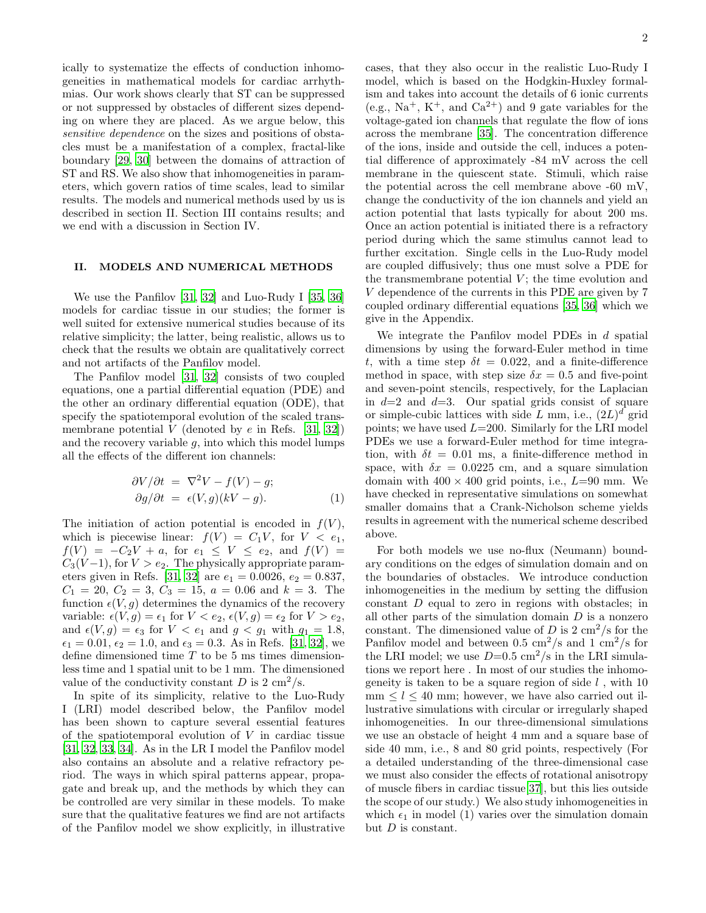ically to systematize the effects of conduction inhomogeneities in mathematical models for cardiac arrhythmias. Our work shows clearly that ST can be suppressed or not suppressed by obstacles of different sizes depending on where they are placed. As we argue below, this *sensitive dependence* on the sizes and positions of obstacles must be a manifestation of a complex, fractal-like boundary [29, 30] between the domains of attraction of ST and RS. We also show that inhomogeneities in parameters, which govern ratios of time scales, lead to similar results. The models and numerical methods used by us is described in section II. Section III contains results; and we end with a discussion in Section IV.

## II. MODELS AND NUMERICAL METHODS

We use the Panfilov [31, 32] and Luo-Rudy I [35, 36] models for cardiac tissue in our studies; the former is well suited for extensive numerical studies because of its relative simplicity; the latter, being realistic, allows us to check that the results we obtain are qualitatively correct and not artifacts of the Panfilov model.

The Panfilov model [31, 32] consists of two coupled equations, one a partial differential equation (PDE) and the other an ordinary differential equation (ODE), that specify the spatiotemporal evolution of the scaled transmembrane potential $V$ (denoted by $e$ in Refs. [31, 32]) and the recovery variable $g$, into which this model lumps all the effects of the different ion channels:

$$
\begin{aligned}
\partial V/\partial t &= \nabla^2 V - f(V) - g; \\
\partial g/\partial t &= \epsilon(V,g)(kV - g).
\end{aligned}
\tag{1}
$$

The initiation of action potential is encoded in $f(V)$, which is piecewise linear: $f(V) = C_1 V$, for $V < e_1$, $f(V) = -C_2 V + a$, for $e_1 \leq V \leq e_2$, and $f(V) = C_3(V-1)$, for $V > e_2$. The physically appropriate parameters given in Refs. [31, 32] are $e_1 = 0.0026$, $e_2 = 0.837$, $C_1 = 20$, $C_2 = 3$, $C_3 = 15$, $a = 0.06$ and $k = 3$. The function $\epsilon(V,g)$ determines the dynamics of the recovery variable: $\epsilon(V,g) = \epsilon_1$ for $V < e_2$, $\epsilon(V,g) = \epsilon_2$ for $V > e_2$, and $\epsilon(V,g) = \epsilon_3$ for $V < e_1$ and $g < g_1$ with $g_1 = 1.8$, $\epsilon_1 = 0.01$, $\epsilon_2 = 1.0$, and $\epsilon_3 = 0.3$. As in Refs. [31, 32], we define dimensioned time $T$ to be 5 ms times dimensionless time and 1 spatial unit to be 1 mm. The dimensioned value of the conductivity constant $D$ is 2 $cm^2$/s.

In spite of its simplicity, relative to the Luo-Rudy I (LRI) model described below, the Panfilov model has been shown to capture several essential features of the spatiotemporal evolution of $V$ in cardiac tissue [31, 32, 33, 34]. As in the LR I model the Panfilov model also contains an absolute and a relative refractory period. The ways in which spiral patterns appear, propagate and break up, and the methods by which they can be controlled are very similar in these models. To make sure that the qualitative features we find are not artifacts of the Panfilov model we show explicitly, in illustrative cases, that they also occur in the realistic Luo-Rudy I model, which is based on the Hodgkin-Huxley formalism and takes into account the details of 6 ionic currents (e.g., $Na^+$, $K^+$, and $Ca^{2+}$) and 9 gate variables for the voltage-gated ion channels that regulate the flow of ions across the membrane [35]. The concentration difference of the ions, inside and outside the cell, induces a potential difference of approximately -84 mV across the cell membrane in the quiescent state. Stimuli, which raise the potential across the cell membrane above -60 mV, change the conductivity of the ion channels and yield an action potential that lasts typically for about 200 ms. Once an action potential is initiated there is a refractory period during which the same stimulus cannot lead to further excitation. Single cells in the Luo-Rudy model are coupled diffusively; thus one must solve a PDE for the transmembrane potential $V$; the time evolution and $V$ dependence of the currents in this PDE are given by 7 coupled ordinary differential equations [35, 36] which we give in the Appendix.

We integrate the Panfilov model PDEs in $d$ spatial dimensions by using the forward-Euler method in time $t$, with a time step $\delta t = 0.022$, and a finite-difference method in space, with step size $\delta x = 0.5$ and five-point and seven-point stencils, respectively, for the Laplacian in $d$=2 and $d$=3. Our spatial grids consist of square or simple-cubic lattices with side $L$ mm, i.e., $(2L)^d$ grid points; we have used $L$=200. Similarly for the LRI model PDEs we use a forward-Euler method for time integration, with $\delta t = 0.01$ ms, a finite-difference method in space, with $\delta x = 0.0225$ cm, and a square simulation domain with $400 \times 400$ grid points, i.e., $L$=90 mm. We have checked in representative simulations on somewhat smaller domains that a Crank-Nicholson scheme yields results in agreement with the numerical scheme described above.

For both models we use no-flux (Neumann) boundary conditions on the edges of simulation domain and on the boundaries of obstacles. We introduce conduction inhomogeneities in the medium by setting the diffusion constant $D$ equal to zero in regions with obstacles; in all other parts of the simulation domain $D$ is a nonzero constant. The dimensioned value of $D$ is 2 $cm^2$/s for the Panfilov model and between 0.5 $cm^2$/s and 1 $cm^2$/s for the LRI model; we use $D$=0.5 $cm^2$/s in the LRI simulations we report here . In most of our studies the inhomogeneity is taken to be a square region of side $l$ , with 10 mm $\leq l \leq$ 40 mm; however, we have also carried out illustrative simulations with circular or irregularly shaped inhomogeneities. In our three-dimensional simulations we use an obstacle of height 4 mm and a square base of side 40 mm, i.e., 8 and 80 grid points, respectively (For a detailed understanding of the three-dimensional case we must also consider the effects of rotational anisotropy of muscle fibers in cardiac tissue[37], but this lies outside the scope of our study.) We also study inhomogeneities in which $\epsilon_1$ in model (1) varies over the simulation domain but $D$ is constant.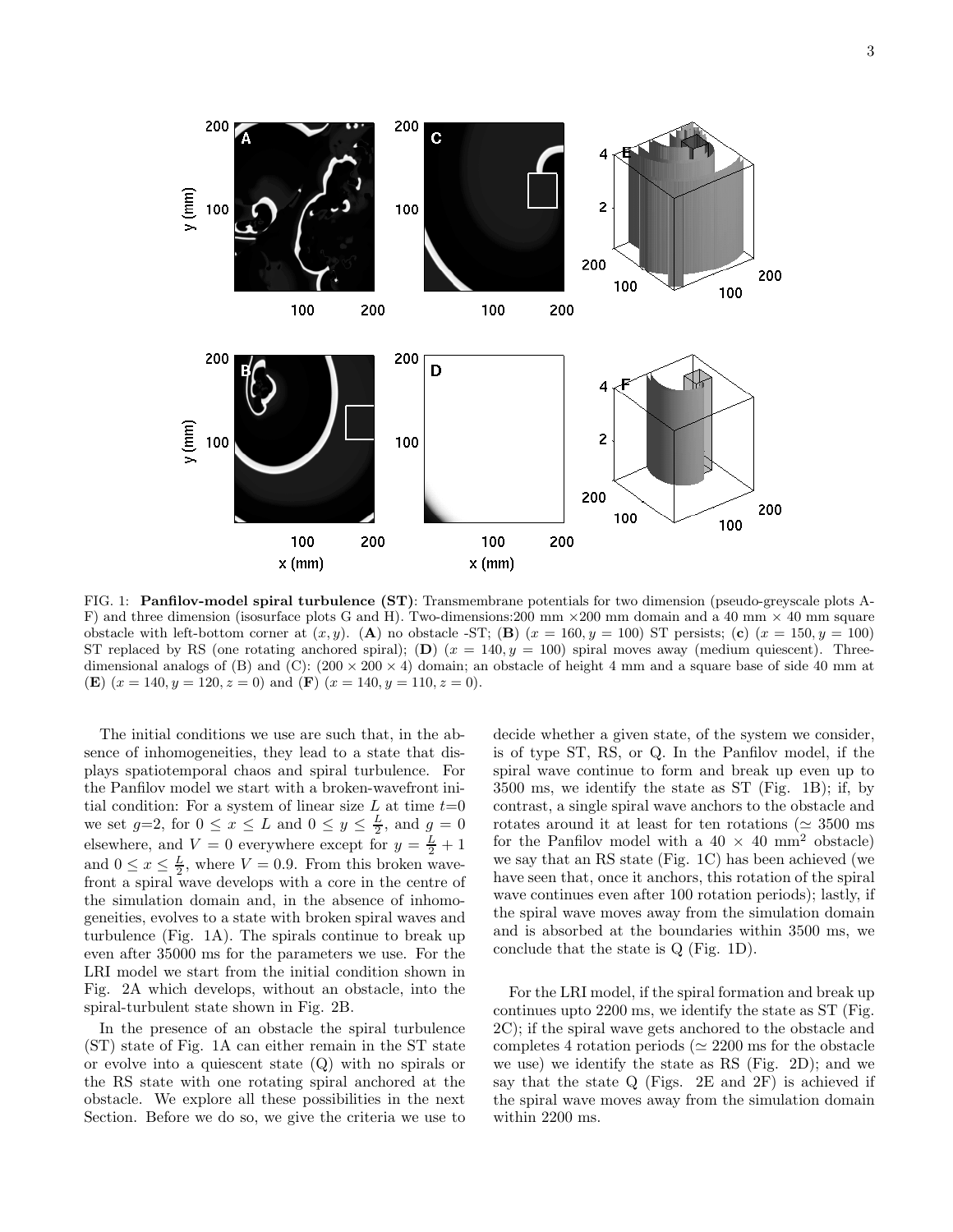FIG. 1: **Panfilov-model spiral turbulence (ST)**: Transmembrane potentials for two dimension (pseudo-greyscale plots A-F) and three dimension (isosurface plots G and H). Two-dimensions:200 mm ×200 mm domain and a 40 mm × 40 mm square obstacle with left-bottom corner at $(x, y)$. (**A**) no obstacle -ST; (**B**) $(x = 160, y = 100)$ ST persists; (**c**) $(x = 150, y = 100)$ ST replaced by RS (one rotating anchored spiral); (**D**) $(x = 140, y = 100)$ spiral moves away (medium quiescent). Three-dimensional analogs of (B) and (C): $(200 \times 200 \times 4)$ domain; an obstacle of height 4 mm and a square base of side 40 mm at (**E**) $(x = 140, y = 120, z = 0)$ and (**F**) $(x = 140, y = 110, z = 0)$.

The initial conditions we use are such that, in the absence of inhomogeneities, they lead to a state that displays spatiotemporal chaos and spiral turbulence. For the Panfilov model we start with a broken-wavefront initial condition: For a system of linear size $L$ at time $t$=0 we set $g$=2, for $0 \leq x \leq L$ and $0 \leq y \leq \frac{L}{2}$, and $g = 0$ elsewhere, and $V = 0$ everywhere except for $y = \frac{L}{2} + 1$ and $0 \leq x \leq \frac{L}{2}$, where $V = 0.9$. From this broken wavefront a spiral wave develops with a core in the centre of the simulation domain and, in the absence of inhomogeneities, evolves to a state with broken spiral waves and turbulence (Fig. 1A). The spirals continue to break up even after 35000 ms for the parameters we use. For the LRI model we start from the initial condition shown in Fig. 2A which develops, without an obstacle, into the spiral-turbulent state shown in Fig. 2B.

In the presence of an obstacle the spiral turbulence (ST) state of Fig. 1A can either remain in the ST state or evolve into a quiescent state (Q) with no spirals or the RS state with one rotating spiral anchored at the obstacle. We explore all these possibilities in the next Section. Before we do so, we give the criteria we use to decide whether a given state, of the system we consider, is of type ST, RS, or Q. In the Panfilov model, if the spiral wave continue to form and break up even up to 3500 ms, we identify the state as ST (Fig. 1B); if, by contrast, a single spiral wave anchors to the obstacle and rotates around it at least for ten rotations ($\simeq$ 3500 ms for the Panfilov model with a $40 \times 40$ mm$^2$ obstacle) we say that an RS state (Fig. 1C) has been achieved (we have seen that, once it anchors, this rotation of the spiral wave continues even after 100 rotation periods); lastly, if the spiral wave moves away from the simulation domain and is absorbed at the boundaries within 3500 ms, we conclude that the state is Q (Fig. 1D).

For the LRI model, if the spiral formation and break up continues upto 2200 ms, we identify the state as ST (Fig. 2C); if the spiral wave gets anchored to the obstacle and completes 4 rotation periods ($\simeq$ 2200 ms for the obstacle we use) we identify the state as RS (Fig. 2D); and we say that the state Q (Figs. 2E and 2F) is achieved if the spiral wave moves away from the simulation domain within 2200 ms.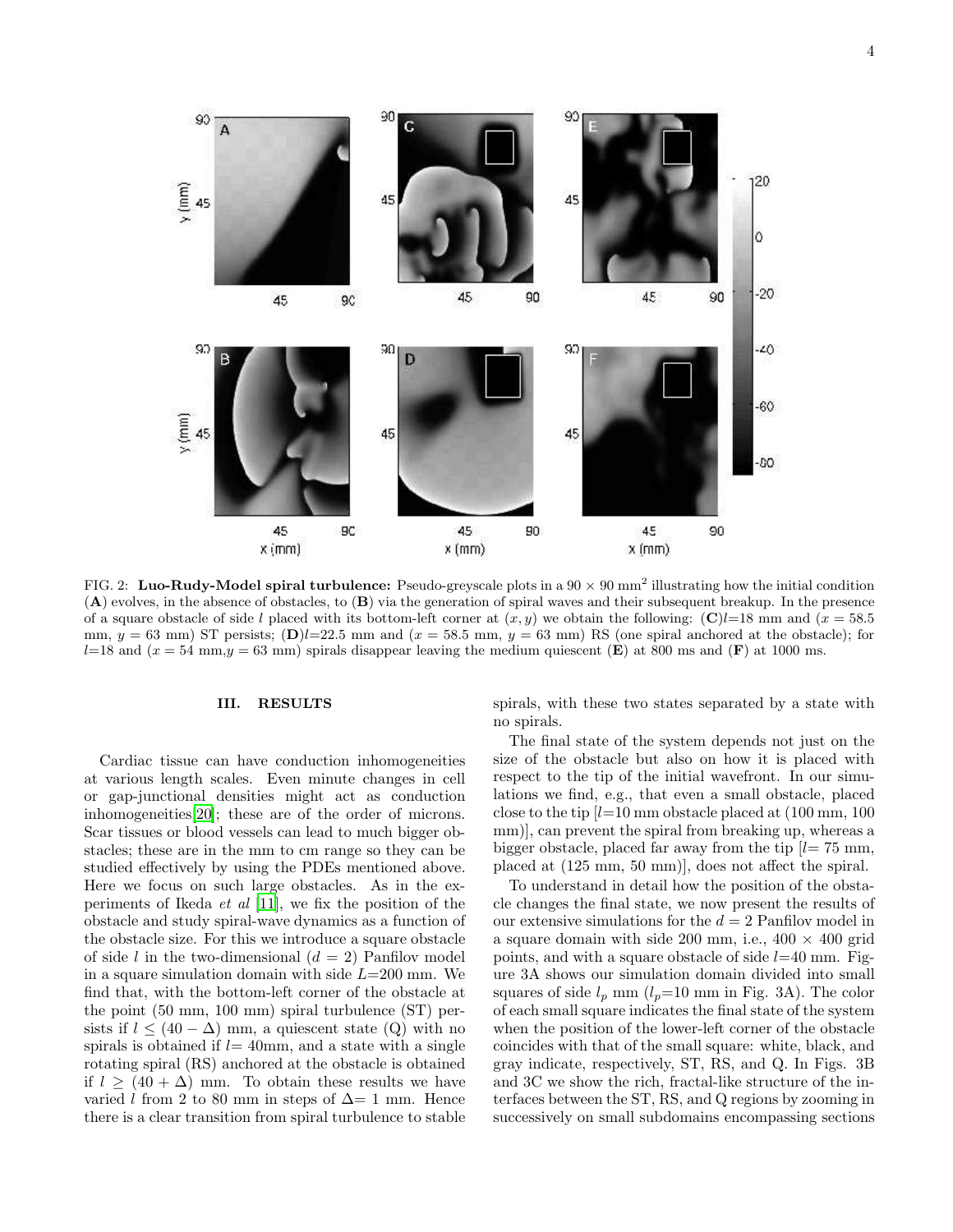FIG. 2: **Luo-Rudy-Model spiral turbulence:** Pseudo-greyscale plots in a $90 \times 90$ mm$^2$ illustrating how the initial condition (**A**) evolves, in the absence of obstacles, to (**B**) via the generation of spiral waves and their subsequent breakup. In the presence of a square obstacle of side $l$ placed with its bottom-left corner at $(x, y)$ we obtain the following: (**C**)$l$=18 mm and ($x$ = 58.5 mm, $y$ = 63 mm) ST persists; (**D**)$l$=22.5 mm and ($x$ = 58.5 mm, $y$ = 63 mm) RS (one spiral anchored at the obstacle); for $l$=18 and ($x$ = 54 mm,$y$ = 63 mm) spirals disappear leaving the medium quiescent (**E**) at 800 ms and (**F**) at 1000 ms.

## III. RESULTS

Cardiac tissue can have conduction inhomogeneities at various length scales. Even minute changes in cell or gap-junctional densities might act as conduction inhomogeneities[20]; these are of the order of microns. Scar tissues or blood vessels can lead to much bigger obstacles; these are in the mm to cm range so they can be studied effectively by using the PDEs mentioned above. Here we focus on such large obstacles. As in the experiments of Ikeda *et al* [11], we fix the position of the obstacle and study spiral-wave dynamics as a function of the obstacle size. For this we introduce a square obstacle of side $l$ in the two-dimensional ($d = 2$) Panfilov model in a square simulation domain with side $L$=200 mm. We find that, with the bottom-left corner of the obstacle at the point (50 mm, 100 mm) spiral turbulence (ST) persists if $l \leq (40 - \Delta)$ mm, a quiescent state (Q) with no spirals is obtained if $l$= 40mm, and a state with a single rotating spiral (RS) anchored at the obstacle is obtained if $l \geq (40 + \Delta)$ mm. To obtain these results we have varied $l$ from 2 to 80 mm in steps of $\Delta$= 1 mm. Hence there is a clear transition from spiral turbulence to stable spirals, with these two states separated by a state with no spirals.

The final state of the system depends not just on the size of the obstacle but also on how it is placed with respect to the tip of the initial wavefront. In our simulations we find, e.g., that even a small obstacle, placed close to the tip [$l$=10 mm obstacle placed at (100 mm, 100 mm)], can prevent the spiral from breaking up, whereas a bigger obstacle, placed far away from the tip [$l$= 75 mm, placed at (125 mm, 50 mm)], does not affect the spiral.

To understand in detail how the position of the obstacle changes the final state, we now present the results of our extensive simulations for the $d = 2$ Panfilov model in a square domain with side 200 mm, i.e., $400 \times 400$ grid points, and with a square obstacle of side $l$=40 mm. Figure 3A shows our simulation domain divided into small squares of side $l_p$ mm ($l_p$=10 mm in Fig. 3A). The color of each small square indicates the final state of the system when the position of the lower-left corner of the obstacle coincides with that of the small square: white, black, and gray indicate, respectively, ST, RS, and Q. In Figs. 3B and 3C we show the rich, fractal-like structure of the interfaces between the ST, RS, and Q regions by zooming in successively on small subdomains encompassing sections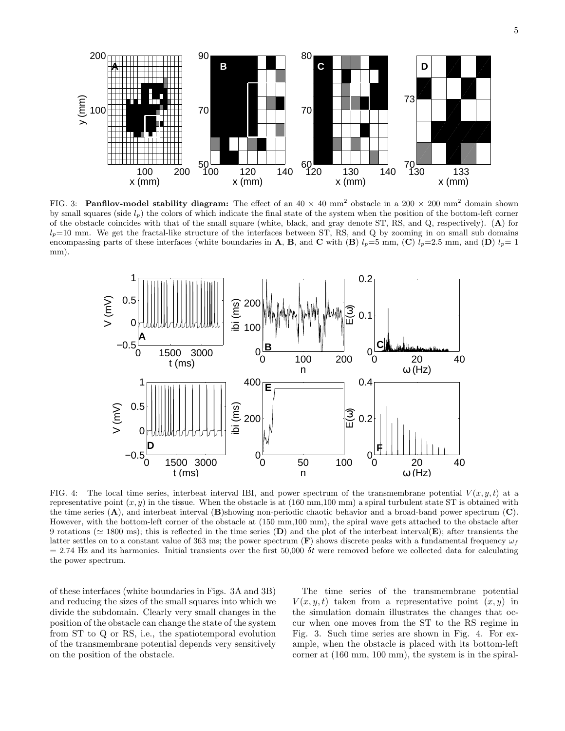FIG. 3: **Panfilov-model stability diagram:** The effect of an 40 × 40 mm$^2$ obstacle in a 200 × 200 mm$^2$ domain shown by small squares (side $l_p$) the colors of which indicate the final state of the system when the position of the bottom-left corner of the obstacle coincides with that of the small square (white, black, and gray denote ST, RS, and Q, respectively). (**A**) for $l_p$=10 mm. We get the fractal-like structure of the interfaces between ST, RS, and Q by zooming in on small sub domains encompassing parts of these interfaces (white boundaries in **A**, **B**, and **C** with (**B**) $l_p$=5 mm, (**C**) $l_p$=2.5 mm, and (**D**) $l_p$= 1 mm).

FIG. 4: The local time series, interbeat interval IBI, and power spectrum of the transmembrane potential $V(x, y, t)$ at a representative point $(x, y)$ in the tissue. When the obstacle is at (160 mm,100 mm) a spiral turbulent state ST is obtained with the time series (**A**), and interbeat interval (**B**)showing non-periodic chaotic behavior and a broad-band power spectrum (**C**). However, with the bottom-left corner of the obstacle at (150 mm,100 mm), the spiral wave gets attached to the obstacle after 9 rotations ($\simeq$ 1800 ms); this is reflected in the time series (**D**) and the plot of the interbeat interval(**E**); after transients the latter settles on to a constant value of 363 ms; the power spectrum (**F**) shows discrete peaks with a fundamental frequency $\omega_f$ = 2.74 Hz and its harmonics. Initial transients over the first 50,000 $\delta t$ were removed before we collected data for calculating the power spectrum.

of these interfaces (white boundaries in Figs. 3A and 3B) and reducing the sizes of the small squares into which we divide the subdomain. Clearly very small changes in the position of the obstacle can change the state of the system from ST to Q or RS, i.e., the spatiotemporal evolution of the transmembrane potential depends very sensitively on the position of the obstacle.

The time series of the transmembrane potential $V(x, y, t)$ taken from a representative point $(x, y)$ in the simulation domain illustrates the changes that occur when one moves from the ST to the RS regime in Fig. 3. Such time series are shown in Fig. 4. For example, when the obstacle is placed with its bottom-left corner at (160 mm, 100 mm), the system is in the spiral-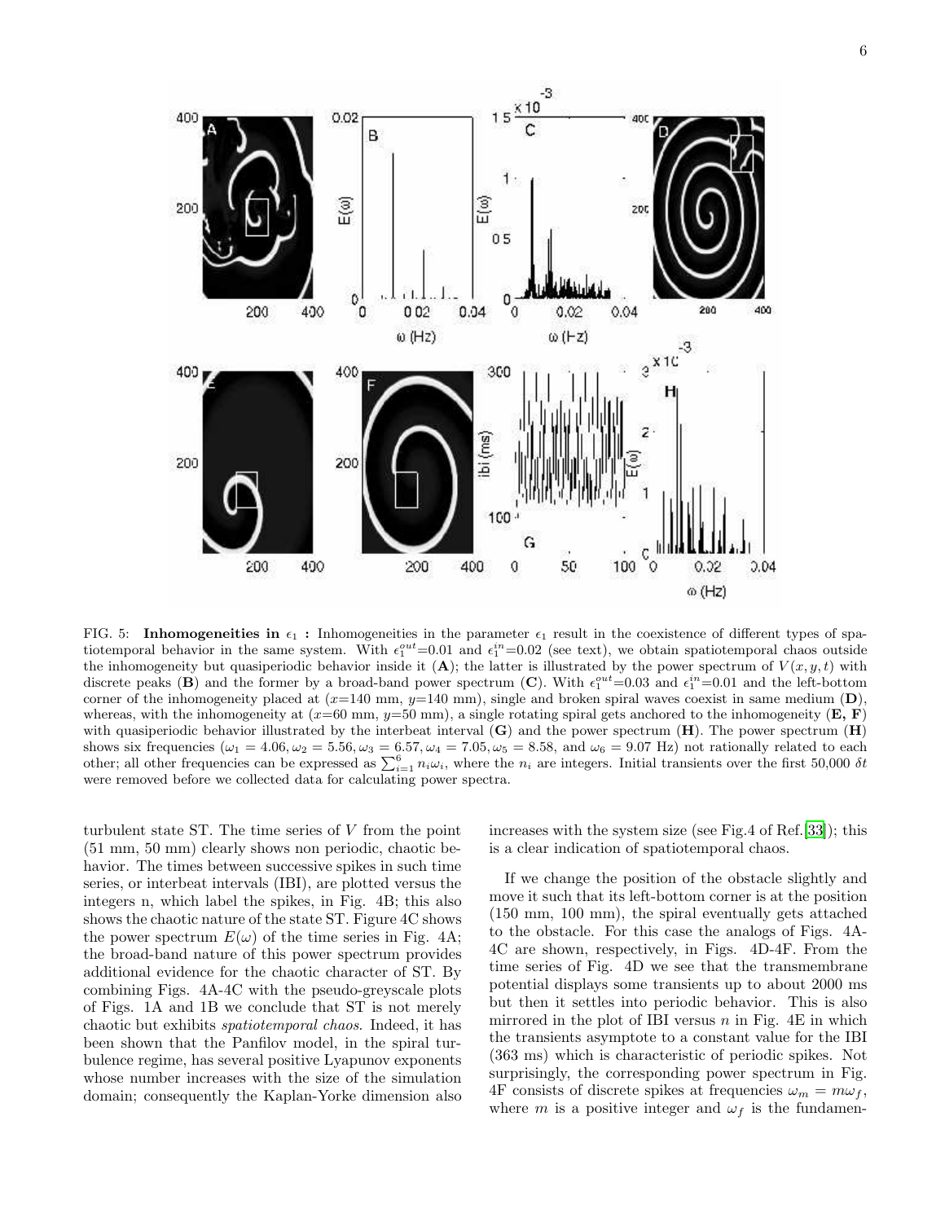FIG. 5: **Inhomogeneities in $\epsilon_1$ :** Inhomogeneities in the parameter $\epsilon_1$ result in the coexistence of different types of spatiotemporal behavior in the same system. With $\epsilon_1^{out}$=0.01 and $\epsilon_1^{in}$=0.02 (see text), we obtain spatiotemporal chaos outside the inhomogeneity but quasiperiodic behavior inside it (**A**); the latter is illustrated by the power spectrum of $V(x, y, t)$ with discrete peaks (**B**) and the former by a broad-band power spectrum (**C**). With $\epsilon_1^{out}$=0.03 and $\epsilon_1^{in}$=0.01 and the left-bottom corner of the inhomogeneity placed at ($x$=140 mm, $y$=140 mm), single and broken spiral waves coexist in same medium (**D**), whereas, with the inhomogeneity at ($x$=60 mm, $y$=50 mm), a single rotating spiral gets anchored to the inhomogeneity (**E, F**) with quasiperiodic behavior illustrated by the interbeat interval (**G**) and the power spectrum (**H**). The power spectrum (**H**) shows six frequencies ($\omega_1 = 4.06, \omega_2 = 5.56, \omega_3 = 6.57, \omega_4 = 7.05, \omega_5 = 8.58$, and $\omega_6 = 9.07$ Hz) not rationally related to each other; all other frequencies can be expressed as $\sum_{i=1}^{6} n_i \omega_i$, where the $n_i$ are integers. Initial transients over the first 50,000 $\delta t$ were removed before we collected data for calculating power spectra.

turbulent state ST. The time series of $V$ from the point (51 mm, 50 mm) clearly shows non periodic, chaotic behavior. The times between successive spikes in such time series, or interbeat intervals (IBI), are plotted versus the integers n, which label the spikes, in Fig. 4B; this also shows the chaotic nature of the state ST. Figure 4C shows the power spectrum $E(\omega)$ of the time series in Fig. 4A; the broad-band nature of this power spectrum provides additional evidence for the chaotic character of ST. By combining Figs. 4A-4C with the pseudo-greyscale plots of Figs. 1A and 1B we conclude that ST is not merely chaotic but exhibits *spatiotemporal chaos*. Indeed, it has been shown that the Panfilov model, in the spiral turbulence regime, has several positive Lyapunov exponents whose number increases with the size of the simulation domain; consequently the Kaplan-Yorke dimension also increases with the system size (see Fig.4 of Ref.[33]); this is a clear indication of spatiotemporal chaos.

If we change the position of the obstacle slightly and move it such that its left-bottom corner is at the position (150 mm, 100 mm), the spiral eventually gets attached to the obstacle. For this case the analogs of Figs. 4A-4C are shown, respectively, in Figs. 4D-4F. From the time series of Fig. 4D we see that the transmembrane potential displays some transients up to about 2000 ms but then it settles into periodic behavior. This is also mirrored in the plot of IBI versus $n$ in Fig. 4E in which the transients asymptote to a constant value for the IBI (363 ms) which is characteristic of periodic spikes. Not surprisingly, the corresponding power spectrum in Fig. 4F consists of discrete spikes at frequencies $\omega_m = m\omega_f$, where $m$ is a positive integer and $\omega_f$ is the fundamen-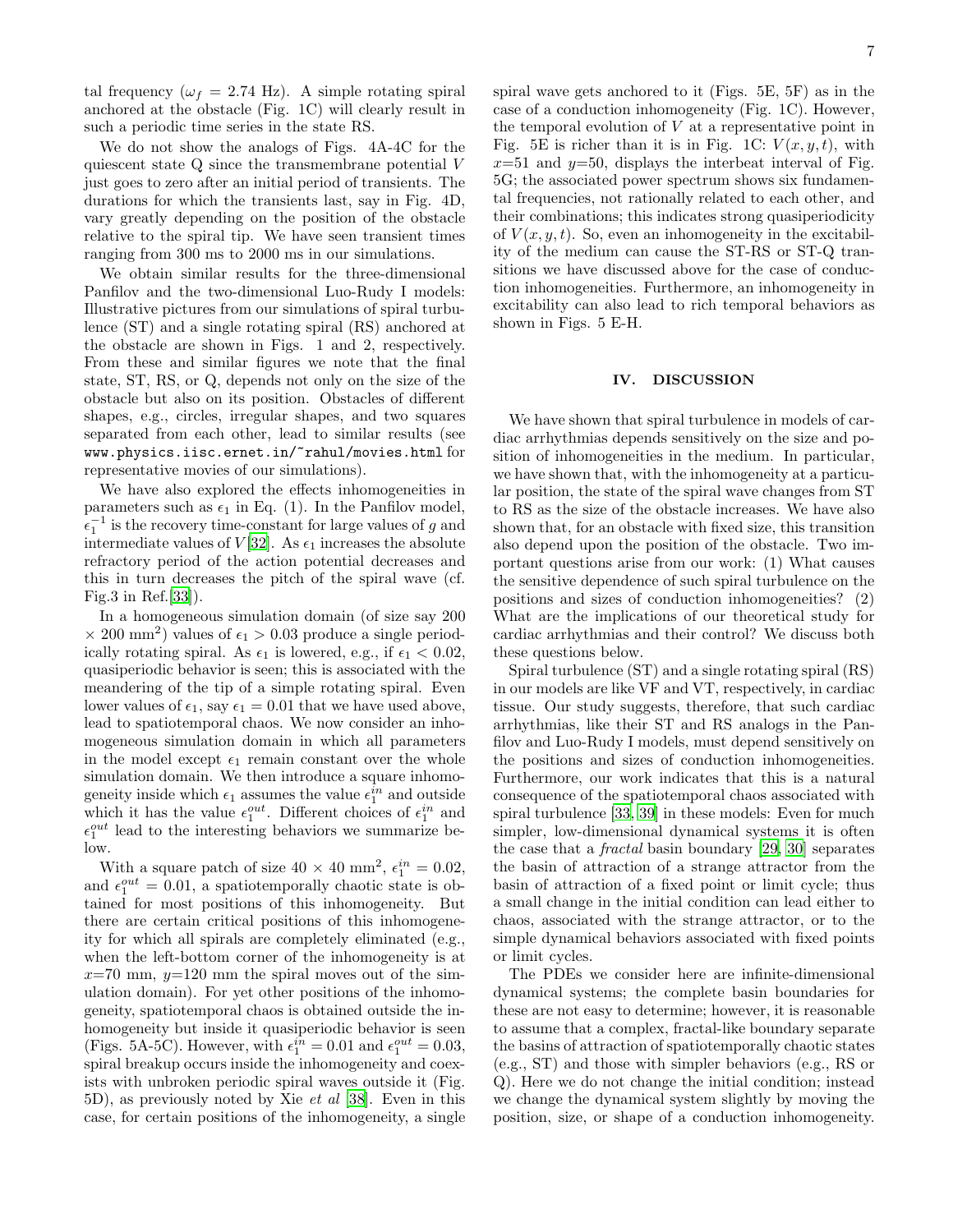tal frequency ($\omega_f$ = 2.74 Hz). A simple rotating spiral anchored at the obstacle (Fig. 1C) will clearly result in such a periodic time series in the state RS.

We do not show the analogs of Figs. 4A-4C for the quiescent state Q since the transmembrane potential $V$ just goes to zero after an initial period of transients. The durations for which the transients last, say in Fig. 4D, vary greatly depending on the position of the obstacle relative to the spiral tip. We have seen transient times ranging from 300 ms to 2000 ms in our simulations.

We obtain similar results for the three-dimensional Panfilov and the two-dimensional Luo-Rudy I models: Illustrative pictures from our simulations of spiral turbulence (ST) and a single rotating spiral (RS) anchored at the obstacle are shown in Figs. 1 and 2, respectively. From these and similar figures we note that the final state, ST, RS, or Q, depends not only on the size of the obstacle but also on its position. Obstacles of different shapes, e.g., circles, irregular shapes, and two squares separated from each other, lead to similar results (see `www.physics.iisc.ernet.in/~rahul/movies.html` for representative movies of our simulations).

We have also explored the effects inhomogeneities in parameters such as $\epsilon_1$ in Eq. (1). In the Panfilov model, $\epsilon_1^{-1}$ is the recovery time-constant for large values of $g$ and intermediate values of $V$[32]. As $\epsilon_1$ increases the absolute refractory period of the action potential decreases and this in turn decreases the pitch of the spiral wave (cf. Fig.3 in Ref.[33]).

In a homogeneous simulation domain (of size say 200 $\times$ 200 mm$^2$) values of $\epsilon_1 > 0.03$ produce a single periodically rotating spiral. As $\epsilon_1$ is lowered, e.g., if $\epsilon_1 < 0.02$, quasiperiodic behavior is seen; this is associated with the meandering of the tip of a simple rotating spiral. Even lower values of $\epsilon_1$, say $\epsilon_1 = 0.01$ that we have used above, lead to spatiotemporal chaos. We now consider an inhomogeneous simulation domain in which all parameters in the model except $\epsilon_1$ remain constant over the whole simulation domain. We then introduce a square inhomogeneity inside which $\epsilon_1$ assumes the value $\epsilon_1^{in}$ and outside which it has the value $\epsilon_1^{out}$. Different choices of $\epsilon_1^{in}$ and $\epsilon_1^{out}$ lead to the interesting behaviors we summarize below.

With a square patch of size 40 $\times$ 40 mm$^2$, $\epsilon_1^{in} = 0.02$, and $\epsilon_1^{out} = 0.01$, a spatiotemporally chaotic state is obtained for most positions of this inhomogeneity. But there are certain critical positions of this inhomogeneity for which all spirals are completely eliminated (e.g., when the left-bottom corner of the inhomogeneity is at $x$=70 mm, $y$=120 mm the spiral moves out of the simulation domain). For yet other positions of the inhomogeneity, spatiotemporal chaos is obtained outside the inhomogeneity but inside it quasiperiodic behavior is seen (Figs. 5A-5C). However, with $\epsilon_1^{in} = 0.01$ and $\epsilon_1^{out} = 0.03$, spiral breakup occurs inside the inhomogeneity and coexists with unbroken periodic spiral waves outside it (Fig. 5D), as previously noted by Xie *et al* [38]. Even in this case, for certain positions of the inhomogeneity, a single spiral wave gets anchored to it (Figs. 5E, 5F) as in the case of a conduction inhomogeneity (Fig. 1C). However, the temporal evolution of $V$ at a representative point in Fig. 5E is richer than it is in Fig. 1C: $V(x, y, t)$, with $x$=51 and $y$=50, displays the interbeat interval of Fig. 5G; the associated power spectrum shows six fundamental frequencies, not rationally related to each other, and their combinations; this indicates strong quasiperiodicity of $V(x, y, t)$. So, even an inhomogeneity in the excitability of the medium can cause the ST-RS or ST-Q transitions we have discussed above for the case of conduction inhomogeneities. Furthermore, an inhomogeneity in excitability can also lead to rich temporal behaviors as shown in Figs. 5 E-H.

## IV. DISCUSSION

We have shown that spiral turbulence in models of cardiac arrhythmias depends sensitively on the size and position of inhomogeneities in the medium. In particular, we have shown that, with the inhomogeneity at a particular position, the state of the spiral wave changes from ST to RS as the size of the obstacle increases. We have also shown that, for an obstacle with fixed size, this transition also depend upon the position of the obstacle. Two important questions arise from our work: (1) What causes the sensitive dependence of such spiral turbulence on the positions and sizes of conduction inhomogeneities? (2) What are the implications of our theoretical study for cardiac arrhythmias and their control? We discuss both these questions below.

Spiral turbulence (ST) and a single rotating spiral (RS) in our models are like VF and VT, respectively, in cardiac tissue. Our study suggests, therefore, that such cardiac arrhythmias, like their ST and RS analogs in the Panfilov and Luo-Rudy I models, must depend sensitively on the positions and sizes of conduction inhomogeneities. Furthermore, our work indicates that this is a natural consequence of the spatiotemporal chaos associated with spiral turbulence [33, 39] in these models: Even for much simpler, low-dimensional dynamical systems it is often the case that a *fractal* basin boundary [29, 30] separates the basin of attraction of a strange attractor from the basin of attraction of a fixed point or limit cycle; thus a small change in the initial condition can lead either to chaos, associated with the strange attractor, or to the simple dynamical behaviors associated with fixed points or limit cycles.

The PDEs we consider here are infinite-dimensional dynamical systems; the complete basin boundaries for these are not easy to determine; however, it is reasonable to assume that a complex, fractal-like boundary separate the basins of attraction of spatiotemporally chaotic states (e.g., ST) and those with simpler behaviors (e.g., RS or Q). Here we do not change the initial condition; instead we change the dynamical system slightly by moving the position, size, or shape of a conduction inhomogeneity.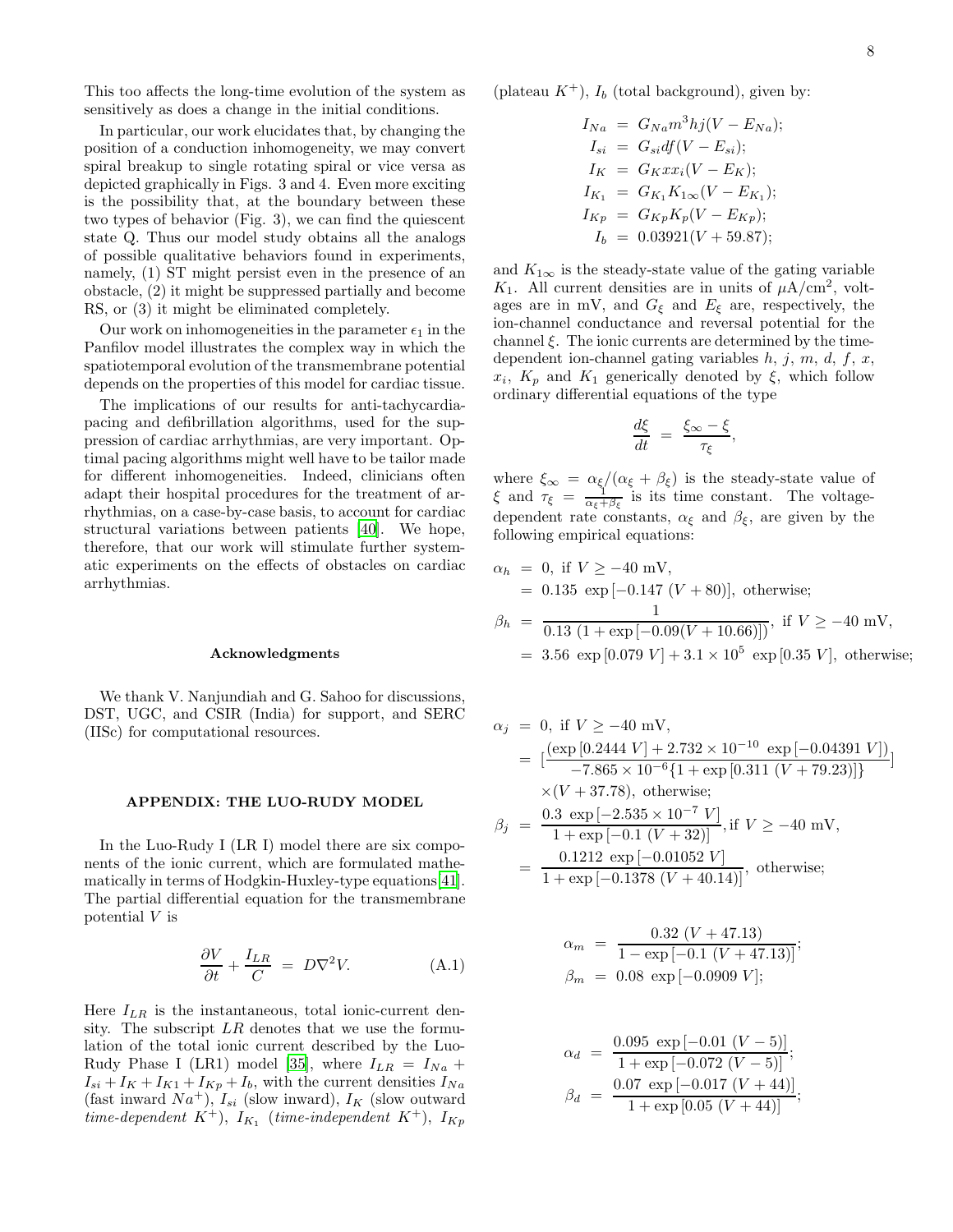This too affects the long-time evolution of the system as sensitively as does a change in the initial conditions.

In particular, our work elucidates that, by changing the position of a conduction inhomogeneity, we may convert spiral breakup to single rotating spiral or vice versa as depicted graphically in Figs. 3 and 4. Even more exciting is the possibility that, at the boundary between these two types of behavior (Fig. 3), we can find the quiescent state Q. Thus our model study obtains all the analogs of possible qualitative behaviors found in experiments, namely, (1) ST might persist even in the presence of an obstacle, (2) it might be suppressed partially and become RS, or (3) it might be eliminated completely.

Our work on inhomogeneities in the parameter $\epsilon_1$ in the Panfilov model illustrates the complex way in which the spatiotemporal evolution of the transmembrane potential depends on the properties of this model for cardiac tissue.

The implications of our results for anti-tachycardia-pacing and defibrillation algorithms, used for the suppression of cardiac arrhythmias, are very important. Optimal pacing algorithms might well have to be tailor made for different inhomogeneities. Indeed, clinicians often adapt their hospital procedures for the treatment of arrhythmias, on a case-by-case basis, to account for cardiac structural variations between patients [40]. We hope, therefore, that our work will stimulate further systematic experiments on the effects of obstacles on cardiac arrhythmias.

## Acknowledgments

We thank V. Nanjundiah and G. Sahoo for discussions, DST, UGC, and CSIR (India) for support, and SERC (IISc) for computational resources.

## APPENDIX: THE LUO-RUDY MODEL

In the Luo-Rudy I (LR I) model there are six components of the ionic current, which are formulated mathematically in terms of Hodgkin-Huxley-type equations[41]. The partial differential equation for the transmembrane potential $V$ is

$$\frac{\partial V}{\partial t} + \frac{I_{LR}}{C} = D\nabla^2 V. \qquad \text{(A.1)}$$

Here $I_{LR}$ is the instantaneous, total ionic-current density. The subscript $LR$ denotes that we use the formulation of the total ionic current described by the Luo-Rudy Phase I (LR1) model [35], where $I_{LR} = I_{Na} + I_{si} + I_K + I_{K1} + I_{Kp} + I_b$, with the current densities $I_{Na}$ (fast inward $Na^+$), $I_{si}$ (slow inward), $I_K$ (slow outward *time-dependent* $K^+$), $I_{K_1}$ (*time-independent* $K^+$), $I_{Kp}$ (plateau $K^+$), $I_b$ (total background), given by:

$$\begin{aligned}
I_{Na} &= G_{Na} m^3 h j (V - E_{Na});\\
I_{si} &= G_{si} d f (V - E_{si});\\
I_K &= G_K x x_i (V - E_K);\\
I_{K_1} &= G_{K_1} K_{1\infty} (V - E_{K_1});\\
I_{Kp} &= G_{Kp} K_p (V - E_{Kp});\\
I_b &= 0.03921 (V + 59.87);
\end{aligned}$$

and $K_{1\infty}$ is the steady-state value of the gating variable $K_1$. All current densities are in units of $\mu$A/cm$^2$, voltages are in mV, and $G_\xi$ and $E_\xi$ are, respectively, the ion-channel conductance and reversal potential for the channel $\xi$. The ionic currents are determined by the time-dependent ion-channel gating variables $h$, $j$, $m$, $d$, $f$, $x$, $x_i$, $K_p$ and $K_1$ generically denoted by $\xi$, which follow ordinary differential equations of the type

$$\frac{d\xi}{dt} = \frac{\xi_\infty - \xi}{\tau_\xi},$$

where $\xi_\infty = \alpha_\xi/(\alpha_\xi + \beta_\xi)$ is the steady-state value of $\xi$ and $\tau_\xi = \frac{1}{\alpha_\xi + \beta_\xi}$ is its time constant. The voltage-dependent rate constants, $\alpha_\xi$ and $\beta_\xi$, are given by the following empirical equations:

$$\begin{aligned}
\alpha_h &= 0, \text{ if } V \geq -40 \text{ mV},\\
&= 0.135 \exp[-0.147\ (V + 80)], \text{ otherwise};\\
\beta_h &= \frac{1}{0.13\ (1 + \exp[-0.09(V + 10.66)])}, \text{ if } V \geq -40 \text{ mV},\\
&= 3.56 \exp[0.079\ V] + 3.1 \times 10^5 \exp[0.35\ V], \text{ otherwise};
\end{aligned}$$

$$\begin{aligned}
\alpha_j &= 0, \text{ if } V \geq -40 \text{ mV},\\
&= \left[\frac{(\exp[0.2444\ V] + 2.732 \times 10^{-10} \exp[-0.04391\ V])}{-7.865 \times 10^{-6}\{1 + \exp[0.311\ (V + 79.23)]\}}\right]\\
&\quad \times (V + 37.78), \text{ otherwise};\\
\beta_j &= \frac{0.3 \exp[-2.535 \times 10^{-7}\ V]}{1 + \exp[-0.1\ (V + 32)]}, \text{if } V \geq -40 \text{ mV},\\
&= \frac{0.1212 \exp[-0.01052\ V]}{1 + \exp[-0.1378\ (V + 40.14)]}, \text{ otherwise};
\end{aligned}$$

$$\begin{aligned}
\alpha_m &= \frac{0.32\ (V + 47.13)}{1 - \exp[-0.1\ (V + 47.13)]};\\
\beta_m &= 0.08 \exp[-0.0909\ V];
\end{aligned}$$

$$\begin{aligned}
\alpha_d &= \frac{0.095 \exp[-0.01\ (V - 5)]}{1 + \exp[-0.072\ (V - 5)]};\\
\beta_d &= \frac{0.07 \exp[-0.017\ (V + 44)]}{1 + \exp[0.05\ (V + 44)]};
\end{aligned}$$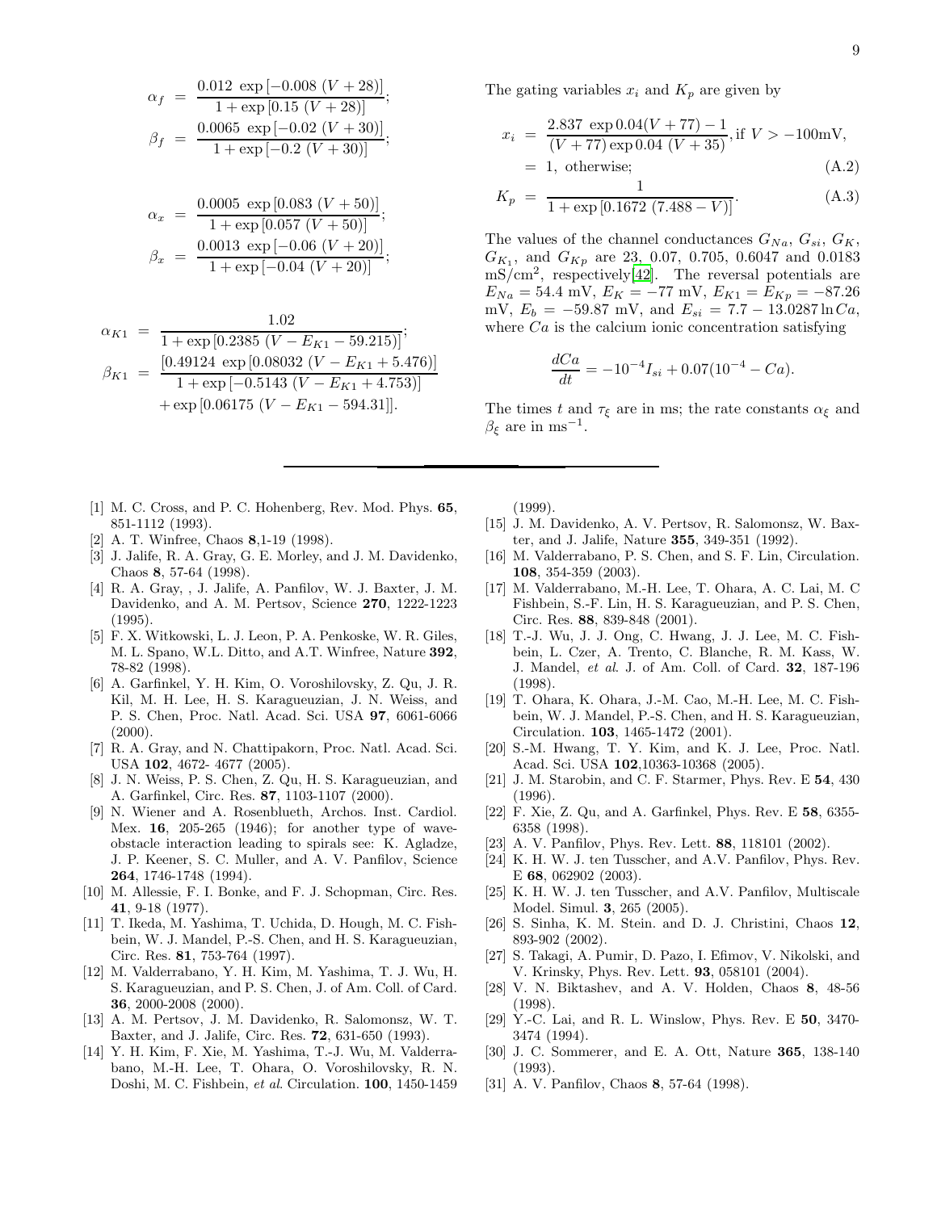$$\alpha_f = \frac{0.012\ \exp\left[-0.008\ (V+28)\right]}{1+\exp\left[0.15\ (V+28)\right]};$$

$$\beta_f = \frac{0.0065\ \exp\left[-0.02\ (V+30)\right]}{1+\exp\left[-0.2\ (V+30)\right]};$$

$$\alpha_x = \frac{0.0005\ \exp\left[0.083\ (V+50)\right]}{1+\exp\left[0.057\ (V+50)\right]};$$

$$\beta_x = \frac{0.0013\ \exp\left[-0.06\ (V+20)\right]}{1+\exp\left[-0.04\ (V+20)\right]};$$

$$\alpha_{K1} = \frac{1.02}{1+\exp\left[0.2385\ (V-E_{K1}-59.215)\right]};$$

$$\beta_{K1} = \frac{\left[0.49124\ \exp\left[0.08032\ (V-E_{K1}+5.476)\right]\right.}{1+\exp\left[-0.5143\ (V-E_{K1}+4.753)\right]} \left. + \exp\left[0.06175\ (V-E_{K1}-594.31\right]\right].$$

The gating variables $x_i$ and $K_p$ are given by

$$x_i = \frac{2.837\ \exp 0.04(V+77)-1}{(V+77)\exp 0.04\ (V+35)}, \text{if } V > -100\text{mV},$$
$$= 1, \text{ otherwise}; \quad \text{(A.2)}$$

$$K_p = \frac{1}{1+\exp\left[0.1672\ (7.488-V)\right]}. \quad \text{(A.3)}$$

The values of the channel conductances $G_{Na}$, $G_{si}$, $G_K$, $G_{K_1}$, and $G_{Kp}$ are 23, 0.07, 0.705, 0.6047 and 0.0183 mS/cm$^2$, respectively[42]. The reversal potentials are $E_{Na} = 54.4$ mV, $E_K = -77$ mV, $E_{K1} = E_{Kp} = -87.26$ mV, $E_b = -59.87$ mV, and $E_{si} = 7.7 - 13.0287 \ln Ca$, where $Ca$ is the calcium ionic concentration satisfying

$$\frac{dCa}{dt} = -10^{-4} I_{si} + 0.07(10^{-4} - Ca).$$

The times $t$ and $\tau_\xi$ are in ms; the rate constants $\alpha_\xi$ and $\beta_\xi$ are in ms$^{-1}$.

---

[1] M. C. Cross, and P. C. Hohenberg, Rev. Mod. Phys. **65**, 851-1112 (1993).

[2] A. T. Winfree, Chaos **8**,1-19 (1998).

[3] J. Jalife, R. A. Gray, G. E. Morley, and J. M. Davidenko, Chaos **8**, 57-64 (1998).

[4] R. A. Gray, , J. Jalife, A. Panfilov, W. J. Baxter, J. M. Davidenko, and A. M. Pertsov, Science **270**, 1222-1223 (1995).

[5] F. X. Witkowski, L. J. Leon, P. A. Penkoske, W. R. Giles, M. L. Spano, W.L. Ditto, and A.T. Winfree, Nature **392**, 78-82 (1998).

[6] A. Garfinkel, Y. H. Kim, O. Voroshilovsky, Z. Qu, J. R. Kil, M. H. Lee, H. S. Karagueuzian, J. N. Weiss, and P. S. Chen, Proc. Natl. Acad. Sci. USA **97**, 6061-6066 (2000).

[7] R. A. Gray, and N. Chattipakorn, Proc. Natl. Acad. Sci. USA **102**, 4672- 4677 (2005).

[8] J. N. Weiss, P. S. Chen, Z. Qu, H. S. Karagueuzian, and A. Garfinkel, Circ. Res. **87**, 1103-1107 (2000).

[9] N. Wiener and A. Rosenblueth, Archos. Inst. Cardiol. Mex. **16**, 205-265 (1946); for another type of wave-obstacle interaction leading to spirals see: K. Agladze, J. P. Keener, S. C. Muller, and A. V. Panfilov, Science **264**, 1746-1748 (1994).

[10] M. Allessie, F. I. Bonke, and F. J. Schopman, Circ. Res. **41**, 9-18 (1977).

[11] T. Ikeda, M. Yashima, T. Uchida, D. Hough, M. C. Fishbein, W. J. Mandel, P.-S. Chen, and H. S. Karagueuzian, Circ. Res. **81**, 753-764 (1997).

[12] M. Valderrabano, Y. H. Kim, M. Yashima, T. J. Wu, H. S. Karagueuzian, and P. S. Chen, J. of Am. Coll. of Card. **36**, 2000-2008 (2000).

[13] A. M. Pertsov, J. M. Davidenko, R. Salomonsz, W. T. Baxter, and J. Jalife, Circ. Res. **72**, 631-650 (1993).

[14] Y. H. Kim, F. Xie, M. Yashima, T.-J. Wu, M. Valderrabano, M.-H. Lee, T. Ohara, O. Voroshilovsky, R. N. Doshi, M. C. Fishbein, *et al*. Circulation. **100**, 1450-1459 (1999).

[15] J. M. Davidenko, A. V. Pertsov, R. Salomonsz, W. Baxter, and J. Jalife, Nature **355**, 349-351 (1992).

[16] M. Valderrabano, P. S. Chen, and S. F. Lin, Circulation. **108**, 354-359 (2003).

[17] M. Valderrabano, M.-H. Lee, T. Ohara, A. C. Lai, M. C Fishbein, S.-F. Lin, H. S. Karagueuzian, and P. S. Chen, Circ. Res. **88**, 839-848 (2001).

[18] T.-J. Wu, J. J. Ong, C. Hwang, J. J. Lee, M. C. Fishbein, L. Czer, A. Trento, C. Blanche, R. M. Kass, W. J. Mandel, *et al*. J. of Am. Coll. of Card. **32**, 187-196 (1998).

[19] T. Ohara, K. Ohara, J.-M. Cao, M.-H. Lee, M. C. Fishbein, W. J. Mandel, P.-S. Chen, and H. S. Karagueuzian, Circulation. **103**, 1465-1472 (2001).

[20] S.-M. Hwang, T. Y. Kim, and K. J. Lee, Proc. Natl. Acad. Sci. USA **102**,10363-10368 (2005).

[21] J. M. Starobin, and C. F. Starmer, Phys. Rev. E **54**, 430 (1996).

[22] F. Xie, Z. Qu, and A. Garfinkel, Phys. Rev. E **58**, 6355-6358 (1998).

[23] A. V. Panfilov, Phys. Rev. Lett. **88**, 118101 (2002).

[24] K. H. W. J. ten Tusscher, and A.V. Panfilov, Phys. Rev. E **68**, 062902 (2003).

[25] K. H. W. J. ten Tusscher, and A.V. Panfilov, Multiscale Model. Simul. **3**, 265 (2005).

[26] S. Sinha, K. M. Stein. and D. J. Christini, Chaos **12**, 893-902 (2002).

[27] S. Takagi, A. Pumir, D. Pazo, I. Efimov, V. Nikolski, and V. Krinsky, Phys. Rev. Lett. **93**, 058101 (2004).

[28] V. N. Biktashev, and A. V. Holden, Chaos **8**, 48-56 (1998).

[29] Y.-C. Lai, and R. L. Winslow, Phys. Rev. E **50**, 3470-3474 (1994).

[30] J. C. Sommerer, and E. A. Ott, Nature **365**, 138-140 (1993).

[31] A. V. Panfilov, Chaos **8**, 57-64 (1998).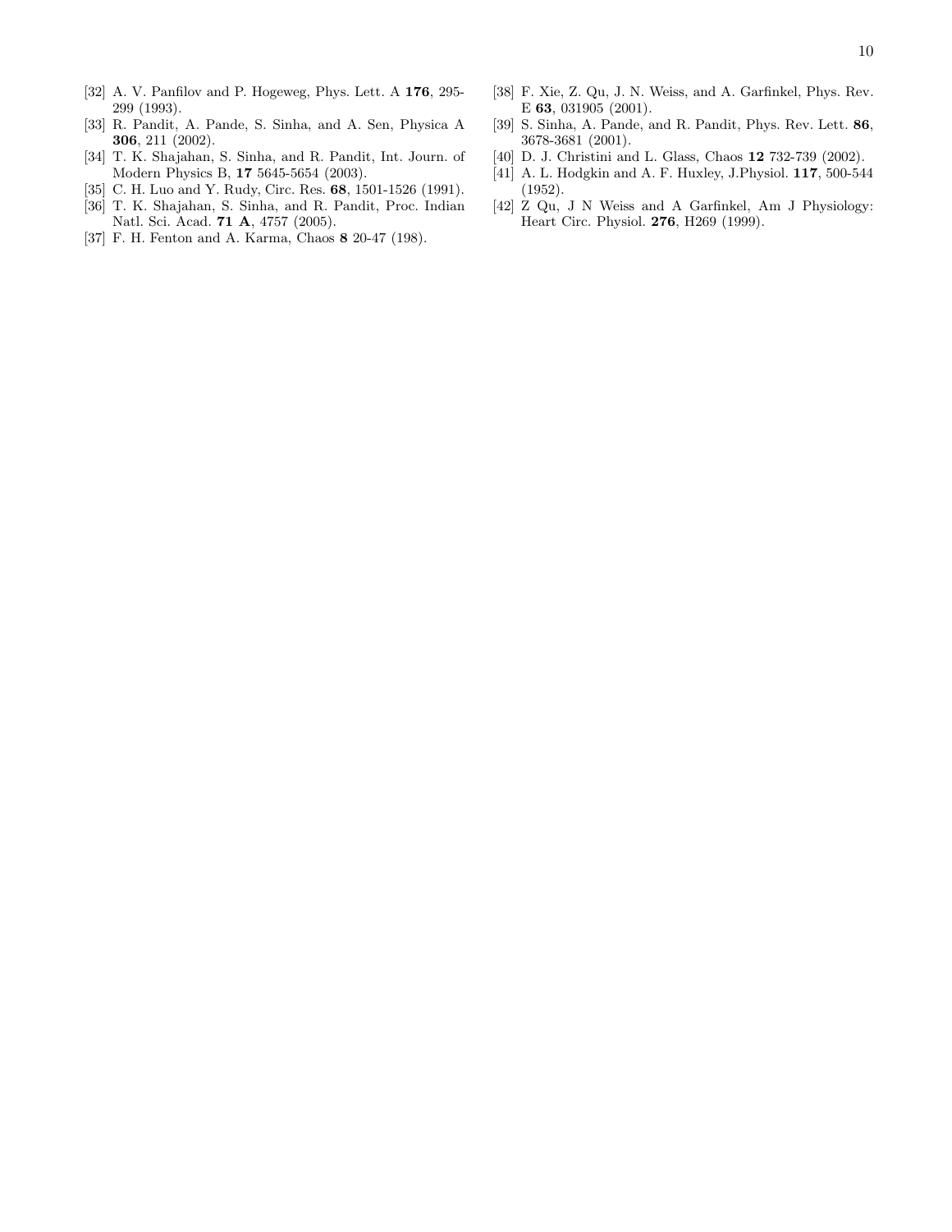[32] A. V. Panfilov and P. Hogeweg, Phys. Lett. A **176**, 295-299 (1993).

[33] R. Pandit, A. Pande, S. Sinha, and A. Sen, Physica A **306**, 211 (2002).

[34] T. K. Shajahan, S. Sinha, and R. Pandit, Int. Journ. of Modern Physics B, **17** 5645-5654 (2003).

[35] C. H. Luo and Y. Rudy, Circ. Res. **68**, 1501-1526 (1991).

[36] T. K. Shajahan, S. Sinha, and R. Pandit, Proc. Indian Natl. Sci. Acad. **71 A**, 4757 (2005).

[37] F. H. Fenton and A. Karma, Chaos **8** 20-47 (198).

[38] F. Xie, Z. Qu, J. N. Weiss, and A. Garfinkel, Phys. Rev. E **63**, 031905 (2001).

[39] S. Sinha, A. Pande, and R. Pandit, Phys. Rev. Lett. **86**, 3678-3681 (2001).

[40] D. J. Christini and L. Glass, Chaos **12** 732-739 (2002).

[41] A. L. Hodgkin and A. F. Huxley, J.Physiol. **117**, 500-544 (1952).

[42] Z Qu, J N Weiss and A Garfinkel, Am J Physiology: Heart Circ. Physiol. **276**, H269 (1999).